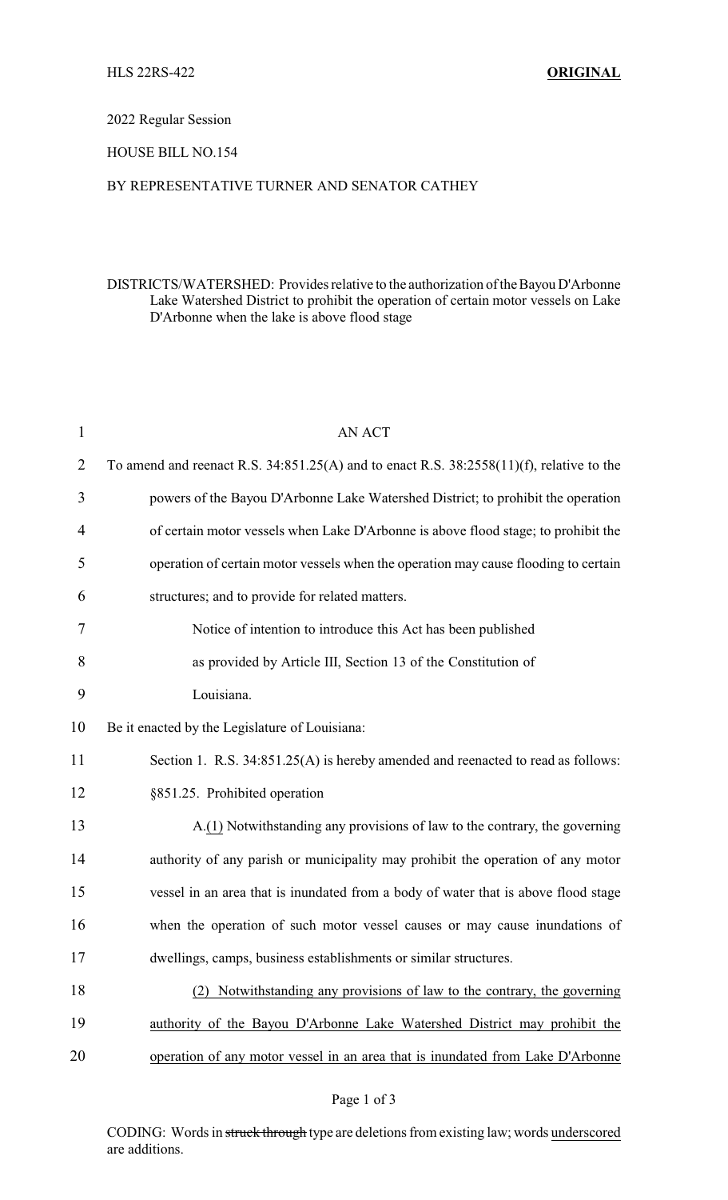HLS 22RS-422 **ORIGINAL**

2022 Regular Session

HOUSE BILL NO.154

BY REPRESENTATIVE TURNER AND SENATOR CATHEY

DISTRICTS/WATERSHED: Provides relative to the authorization of the Bayou D'Arbonne Lake Watershed District to prohibit the operation of certain motor vessels on Lake D'Arbonne when the lake is above flood stage

AN ACT

To amend and reenact R.S. 34:851.25(A) and to enact R.S. 38:2558(11)(f), relative to the powers of the Bayou D'Arbonne Lake Watershed District; to prohibit the operation of certain motor vessels when Lake D'Arbonne is above flood stage; to prohibit the operation of certain motor vessels when the operation may cause flooding to certain structures; and to provide for related matters.

Notice of intention to introduce this Act has been published as provided by Article III, Section 13 of the Constitution of Louisiana.

Be it enacted by the Legislature of Louisiana:

Section 1. R.S. 34:851.25(A) is hereby amended and reenacted to read as follows:

§851.25. Prohibited operation

A.<u>(1)</u> Notwithstanding any provisions of law to the contrary, the governing authority of any parish or municipality may prohibit the operation of any motor vessel in an area that is inundated from a body of water that is above flood stage when the operation of such motor vessel causes or may cause inundations of dwellings, camps, business establishments or similar structures.

<u>(2) Notwithstanding any provisions of law to the contrary, the governing authority of the Bayou D'Arbonne Lake Watershed District may prohibit the operation of any motor vessel in an area that is inundated from Lake D'Arbonne</u>

CODING: Words in ~~struck through~~ type are deletions from existing law; words <u>underscored</u> are additions.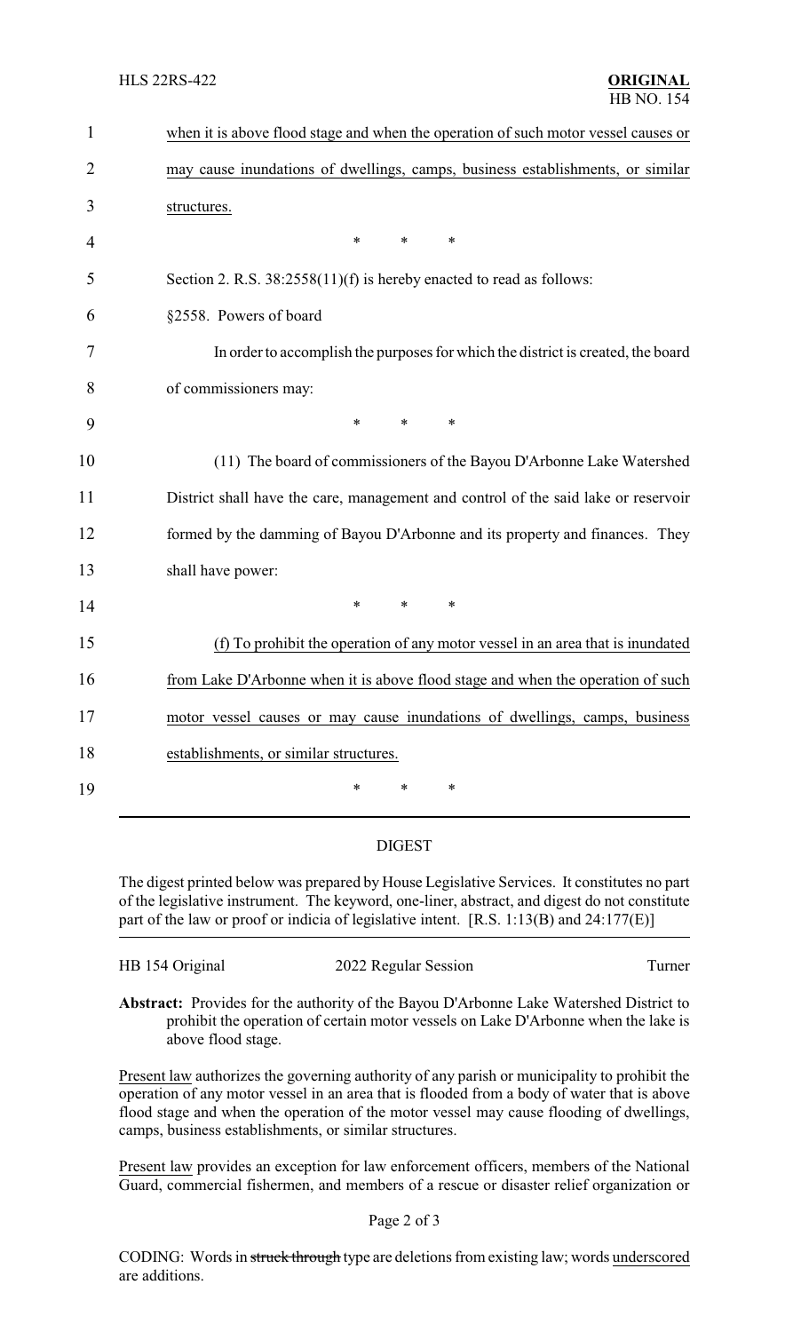when it is above flood stage and when the operation of such motor vessel causes or may cause inundations of dwellings, camps, business establishments, or similar structures.

\* \* \*

Section 2. R.S. 38:2558(11)(f) is hereby enacted to read as follows:

§2558. Powers of board

In order to accomplish the purposes for which the district is created, the board of commissioners may:

\* \* \*

(11) The board of commissioners of the Bayou D'Arbonne Lake Watershed District shall have the care, management and control of the said lake or reservoir formed by the damming of Bayou D'Arbonne and its property and finances. They shall have power:

\* \* \*

(f) To prohibit the operation of any motor vessel in an area that is inundated from Lake D'Arbonne when it is above flood stage and when the operation of such motor vessel causes or may cause inundations of dwellings, camps, business establishments, or similar structures.

\* \* \*

## DIGEST

The digest printed below was prepared by House Legislative Services. It constitutes no part of the legislative instrument. The keyword, one-liner, abstract, and digest do not constitute part of the law or proof or indicia of legislative intent. [R.S. 1:13(B) and 24:177(E)]

HB 154 Original | 2022 Regular Session | Turner

**Abstract:** Provides for the authority of the Bayou D'Arbonne Lake Watershed District to prohibit the operation of certain motor vessels on Lake D'Arbonne when the lake is above flood stage.

Present law authorizes the governing authority of any parish or municipality to prohibit the operation of any motor vessel in an area that is flooded from a body of water that is above flood stage and when the operation of the motor vessel may cause flooding of dwellings, camps, business establishments, or similar structures.

Present law provides an exception for law enforcement officers, members of the National Guard, commercial fishermen, and members of a rescue or disaster relief organization or

CODING: Words in ~~struck through~~ type are deletions from existing law; words underscored are additions.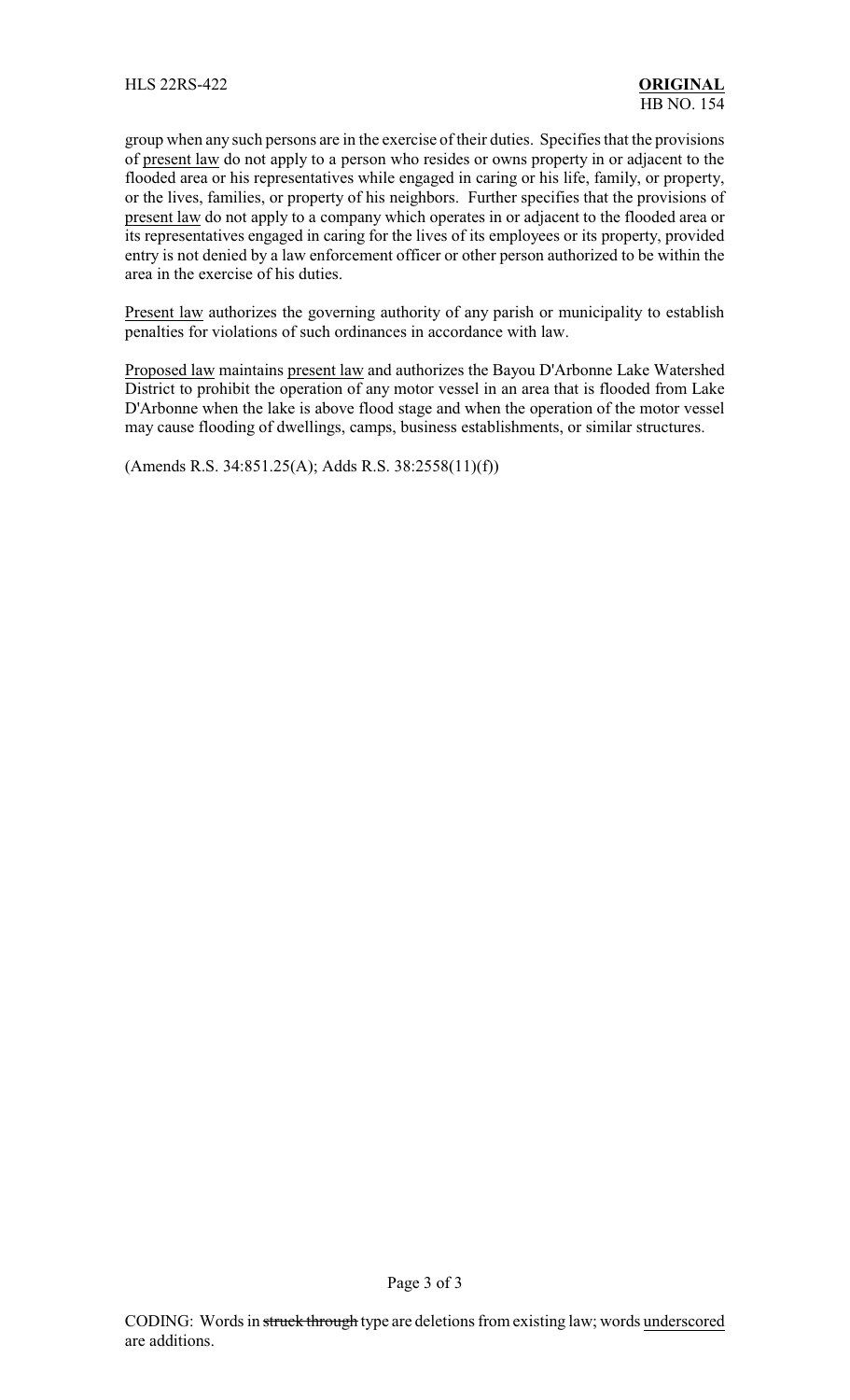group when any such persons are in the exercise of their duties. Specifies that the provisions of present law do not apply to a person who resides or owns property in or adjacent to the flooded area or his representatives while engaged in caring or his life, family, or property, or the lives, families, or property of his neighbors. Further specifies that the provisions of present law do not apply to a company which operates in or adjacent to the flooded area or its representatives engaged in caring for the lives of its employees or its property, provided entry is not denied by a law enforcement officer or other person authorized to be within the area in the exercise of his duties.

Present law authorizes the governing authority of any parish or municipality to establish penalties for violations of such ordinances in accordance with law.

Proposed law maintains present law and authorizes the Bayou D'Arbonne Lake Watershed District to prohibit the operation of any motor vessel in an area that is flooded from Lake D'Arbonne when the lake is above flood stage and when the operation of the motor vessel may cause flooding of dwellings, camps, business establishments, or similar structures.

(Amends R.S. 34:851.25(A); Adds R.S. 38:2558(11)(f))